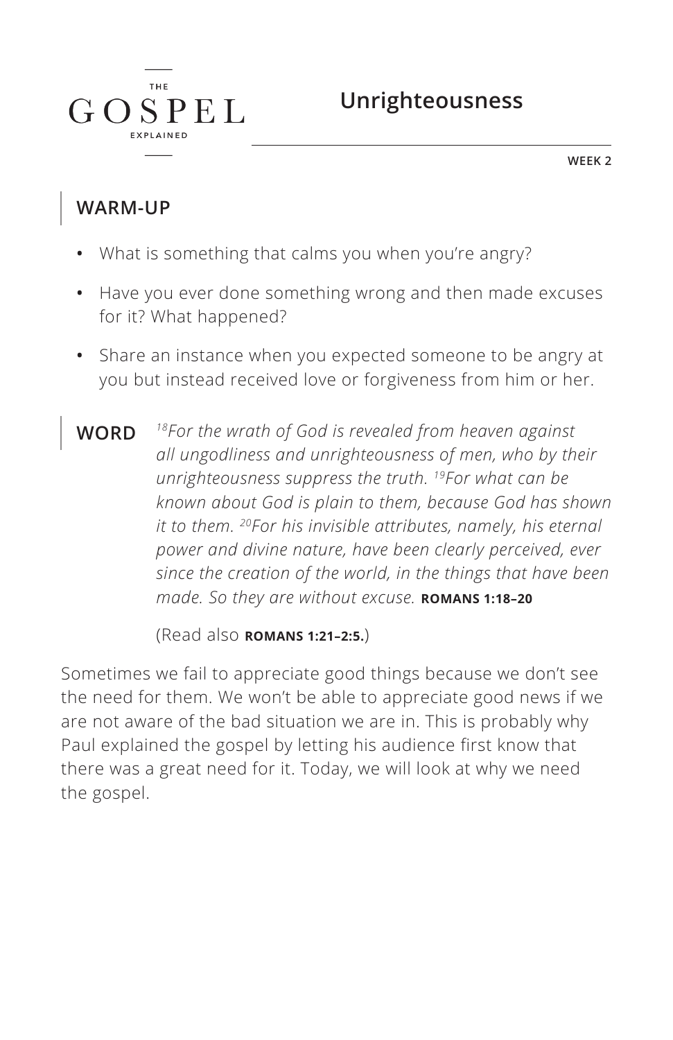THE

GOSPEL

EXPLAINED

# Unrighteousness

**WEEK 2**

## WARM-UP

- What is something that calms you when you're angry?
- Have you ever done something wrong and then made excuses for it? What happened?
- Share an instance when you expected someone to be angry at you but instead received love or forgiveness from him or her.

## WORD

*[18]For the wrath of God is revealed from heaven against all ungodliness and unrighteousness of men, who by their unrighteousness suppress the truth. [19]For what can be known about God is plain to them, because God has shown it to them. [20]For his invisible attributes, namely, his eternal power and divine nature, have been clearly perceived, ever since the creation of the world, in the things that have been made. So they are without excuse.* **ROMANS 1:18–20**

(Read also **ROMANS 1:21–2:5.**)

Sometimes we fail to appreciate good things because we don't see the need for them. We won't be able to appreciate good news if we are not aware of the bad situation we are in. This is probably why Paul explained the gospel by letting his audience first know that there was a great need for it. Today, we will look at why we need the gospel.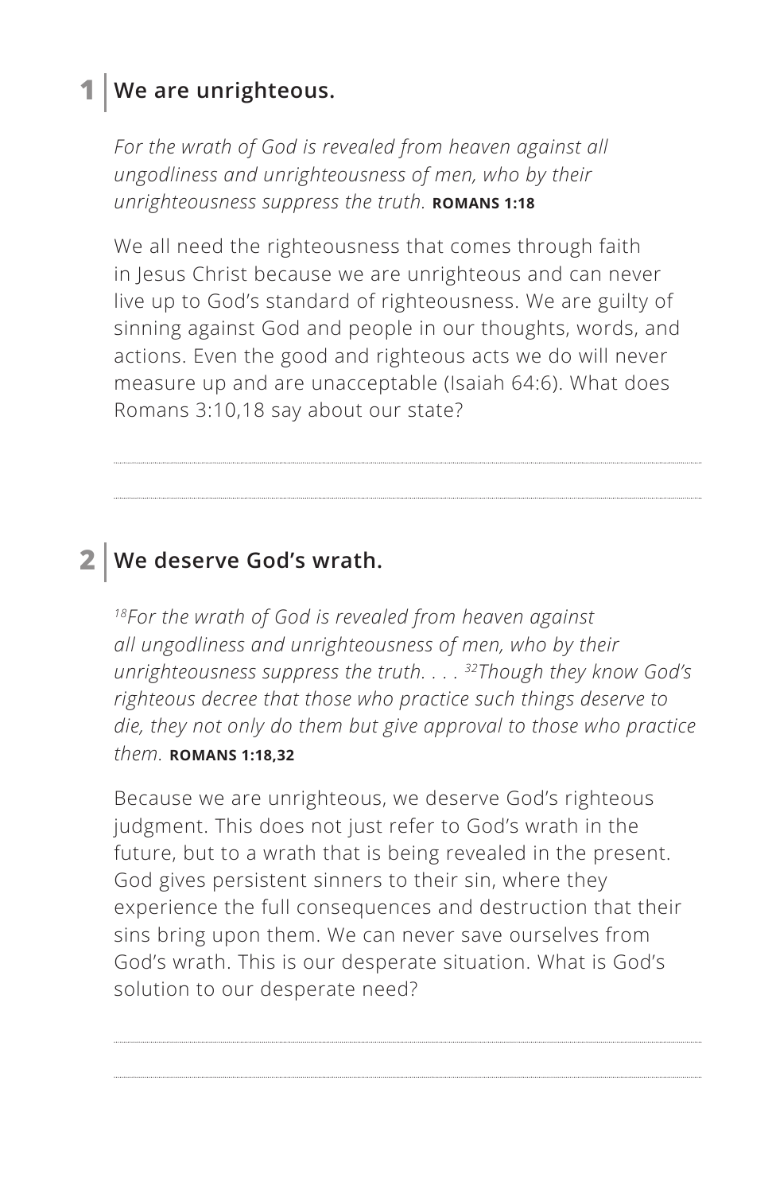## 1 | We are unrighteous.

*For the wrath of God is revealed from heaven against all ungodliness and unrighteousness of men, who by their unrighteousness suppress the truth.* **ROMANS 1:18**

We all need the righteousness that comes through faith in Jesus Christ because we are unrighteous and can never live up to God's standard of righteousness. We are guilty of sinning against God and people in our thoughts, words, and actions. Even the good and righteous acts we do will never measure up and are unacceptable (Isaiah 64:6). What does Romans 3:10,18 say about our state?

---

---

## 2 | We deserve God's wrath.

*[18]For the wrath of God is revealed from heaven against all ungodliness and unrighteousness of men, who by their unrighteousness suppress the truth. . . . [32]Though they know God's righteous decree that those who practice such things deserve to die, they not only do them but give approval to those who practice them.* **ROMANS 1:18,32**

Because we are unrighteous, we deserve God's righteous judgment. This does not just refer to God's wrath in the future, but to a wrath that is being revealed in the present. God gives persistent sinners to their sin, where they experience the full consequences and destruction that their sins bring upon them. We can never save ourselves from God's wrath. This is our desperate situation. What is God's solution to our desperate need?

---

---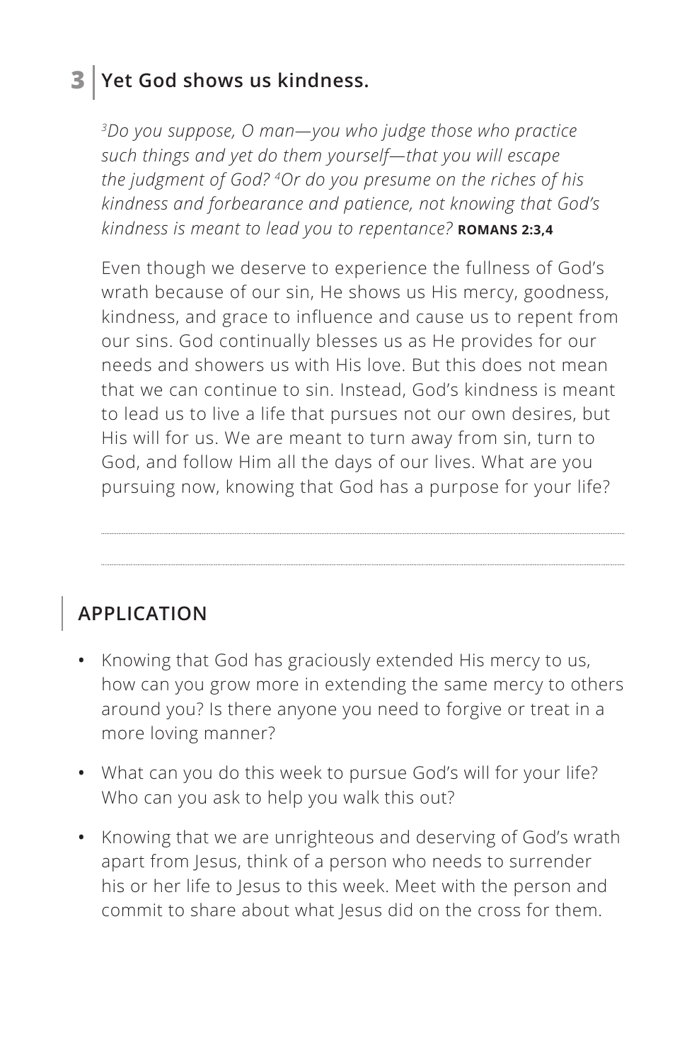## 3 | Yet God shows us kindness.

*[3]Do you suppose, O man—you who judge those who practice such things and yet do them yourself—that you will escape the judgment of God? [4]Or do you presume on the riches of his kindness and forbearance and patience, not knowing that God's kindness is meant to lead you to repentance?* **ROMANS 2:3,4**

Even though we deserve to experience the fullness of God's wrath because of our sin, He shows us His mercy, goodness, kindness, and grace to influence and cause us to repent from our sins. God continually blesses us as He provides for our needs and showers us with His love. But this does not mean that we can continue to sin. Instead, God's kindness is meant to lead us to live a life that pursues not our own desires, but His will for us. We are meant to turn away from sin, turn to God, and follow Him all the days of our lives. What are you pursuing now, knowing that God has a purpose for your life?

## APPLICATION

- Knowing that God has graciously extended His mercy to us, how can you grow more in extending the same mercy to others around you? Is there anyone you need to forgive or treat in a more loving manner?
- What can you do this week to pursue God's will for your life? Who can you ask to help you walk this out?
- Knowing that we are unrighteous and deserving of God's wrath apart from Jesus, think of a person who needs to surrender his or her life to Jesus to this week. Meet with the person and commit to share about what Jesus did on the cross for them.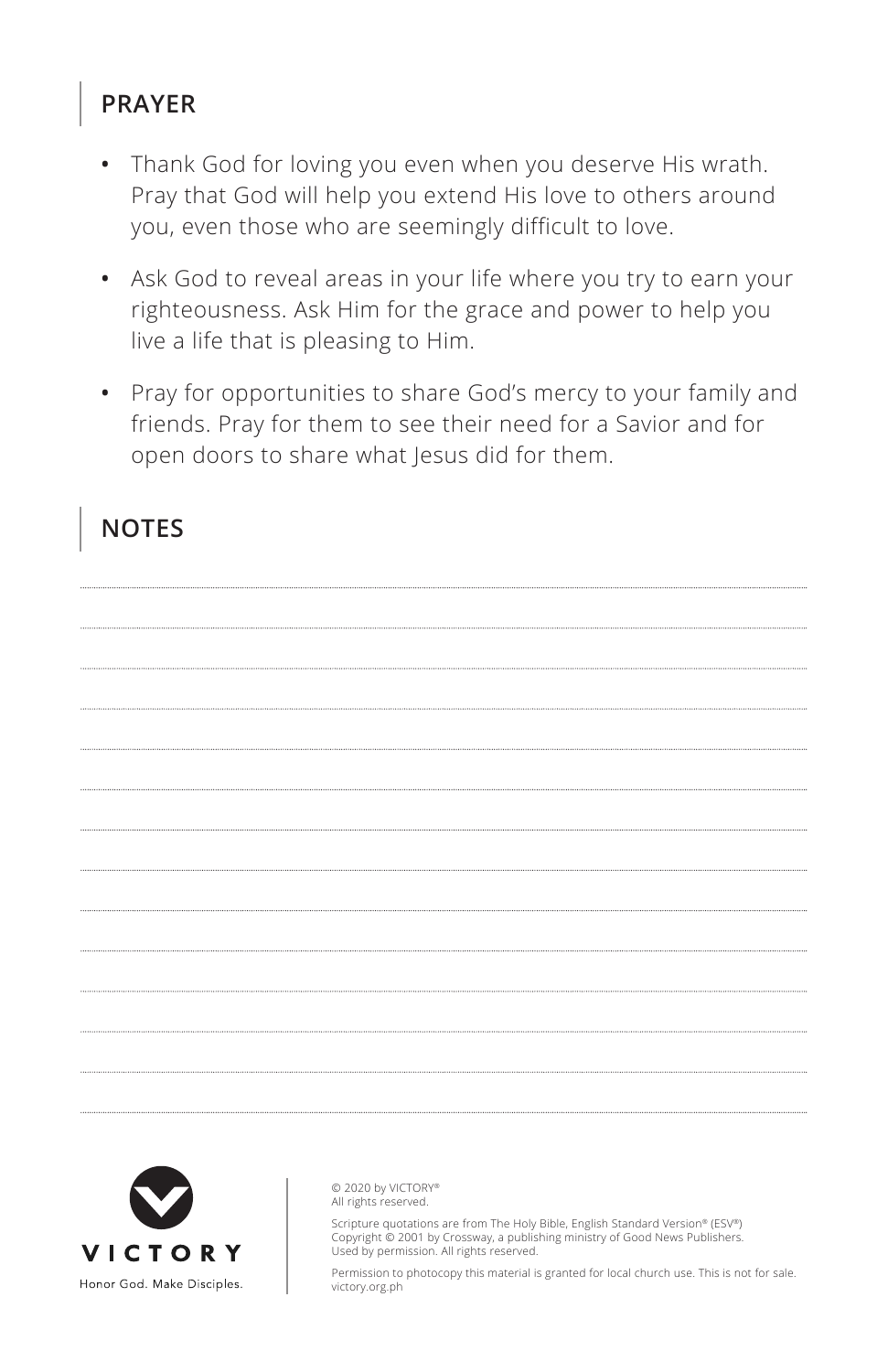## PRAYER

- Thank God for loving you even when you deserve His wrath. Pray that God will help you extend His love to others around you, even those who are seemingly difficult to love.
- Ask God to reveal areas in your life where you try to earn your righteousness. Ask Him for the grace and power to help you live a life that is pleasing to Him.
- Pray for opportunities to share God's mercy to your family and friends. Pray for them to see their need for a Savior and for open doors to share what Jesus did for them.

## NOTES

VICTORY

Honor God. Make Disciples.

© 2020 by VICTORY®
All rights reserved.

Scripture quotations are from The Holy Bible, English Standard Version® (ESV®) Copyright © 2001 by Crossway, a publishing ministry of Good News Publishers. Used by permission. All rights reserved.

Permission to photocopy this material is granted for local church use. This is not for sale.
victory.org.ph